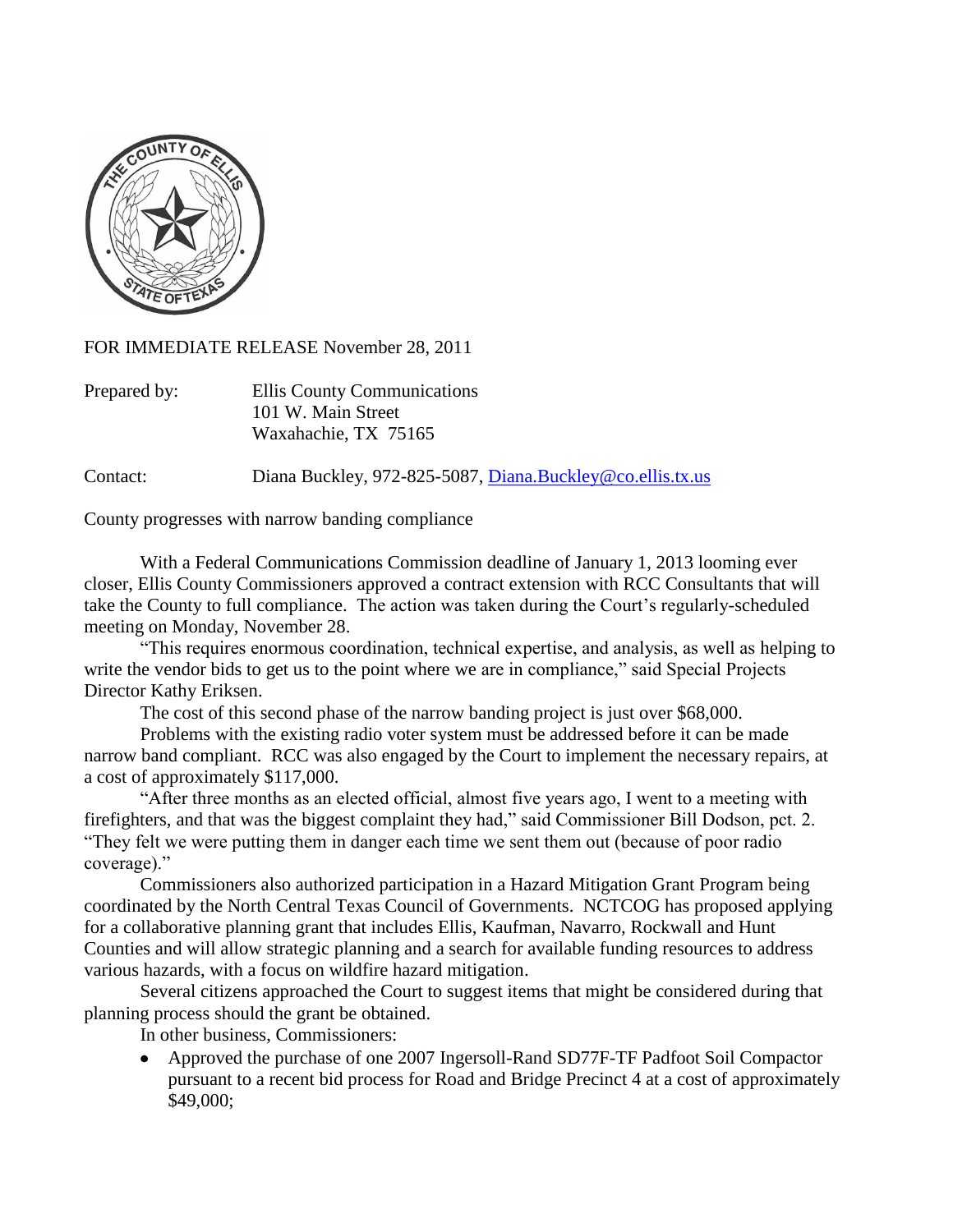FOR IMMEDIATE RELEASE November 28, 2011

Prepared by: Ellis County Communications
101 W. Main Street
Waxahachie, TX 75165

Contact: Diana Buckley, 972-825-5087, Diana.Buckley@co.ellis.tx.us

County progresses with narrow banding compliance

With a Federal Communications Commission deadline of January 1, 2013 looming ever closer, Ellis County Commissioners approved a contract extension with RCC Consultants that will take the County to full compliance. The action was taken during the Court's regularly-scheduled meeting on Monday, November 28.

"This requires enormous coordination, technical expertise, and analysis, as well as helping to write the vendor bids to get us to the point where we are in compliance," said Special Projects Director Kathy Eriksen.

The cost of this second phase of the narrow banding project is just over $68,000.

Problems with the existing radio voter system must be addressed before it can be made narrow band compliant. RCC was also engaged by the Court to implement the necessary repairs, at a cost of approximately $117,000.

"After three months as an elected official, almost five years ago, I went to a meeting with firefighters, and that was the biggest complaint they had," said Commissioner Bill Dodson, pct. 2. "They felt we were putting them in danger each time we sent them out (because of poor radio coverage)."

Commissioners also authorized participation in a Hazard Mitigation Grant Program being coordinated by the North Central Texas Council of Governments. NCTCOG has proposed applying for a collaborative planning grant that includes Ellis, Kaufman, Navarro, Rockwall and Hunt Counties and will allow strategic planning and a search for available funding resources to address various hazards, with a focus on wildfire hazard mitigation.

Several citizens approached the Court to suggest items that might be considered during that planning process should the grant be obtained.

In other business, Commissioners:

- Approved the purchase of one 2007 Ingersoll-Rand SD77F-TF Padfoot Soil Compactor pursuant to a recent bid process for Road and Bridge Precinct 4 at a cost of approximately $49,000;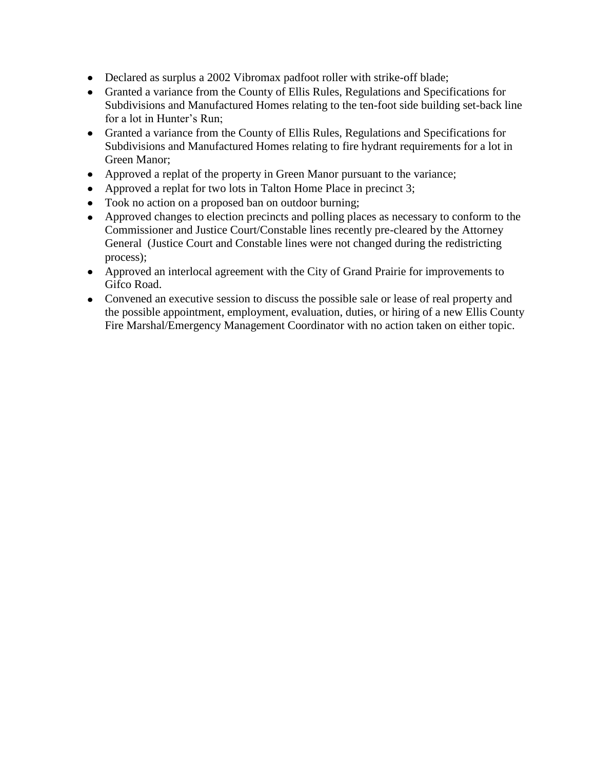- Declared as surplus a 2002 Vibromax padfoot roller with strike-off blade;
- Granted a variance from the County of Ellis Rules, Regulations and Specifications for Subdivisions and Manufactured Homes relating to the ten-foot side building set-back line for a lot in Hunter's Run;
- Granted a variance from the County of Ellis Rules, Regulations and Specifications for Subdivisions and Manufactured Homes relating to fire hydrant requirements for a lot in Green Manor;
- Approved a replat of the property in Green Manor pursuant to the variance;
- Approved a replat for two lots in Talton Home Place in precinct 3;
- Took no action on a proposed ban on outdoor burning;
- Approved changes to election precincts and polling places as necessary to conform to the Commissioner and Justice Court/Constable lines recently pre-cleared by the Attorney General (Justice Court and Constable lines were not changed during the redistricting process);
- Approved an interlocal agreement with the City of Grand Prairie for improvements to Gifco Road.
- Convened an executive session to discuss the possible sale or lease of real property and the possible appointment, employment, evaluation, duties, or hiring of a new Ellis County Fire Marshal/Emergency Management Coordinator with no action taken on either topic.